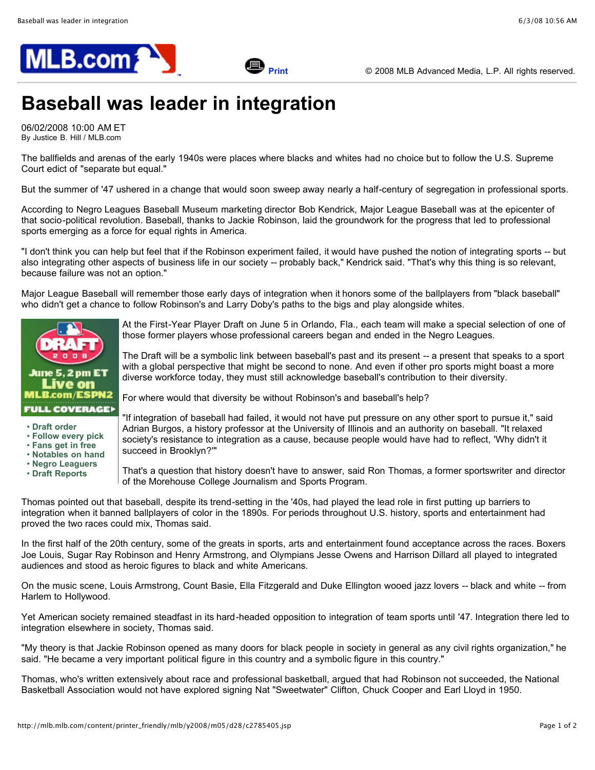# Baseball was leader in integration

06/02/2008 10:00 AM ET
By Justice B. Hill / MLB.com

The ballfields and arenas of the early 1940s were places where blacks and whites had no choice but to follow the U.S. Supreme Court edict of "separate but equal."

But the summer of '47 ushered in a change that would soon sweep away nearly a half-century of segregation in professional sports.

According to Negro Leagues Baseball Museum marketing director Bob Kendrick, Major League Baseball was at the epicenter of that socio-political revolution. Baseball, thanks to Jackie Robinson, laid the groundwork for the progress that led to professional sports emerging as a force for equal rights in America.

"I don't think you can help but feel that if the Robinson experiment failed, it would have pushed the notion of integrating sports -- but also integrating other aspects of business life in our society -- probably back," Kendrick said. "That's why this thing is so relevant, because failure was not an option."

Major League Baseball will remember those early days of integration when it honors some of the ballplayers from "black baseball" who didn't get a chance to follow Robinson's and Larry Doby's paths to the bigs and play alongside whites.

- Draft order
- Follow every pick
- Fans get in free
- Notables on hand
- Negro Leaguers
- Draft Reports

At the First-Year Player Draft on June 5 in Orlando, Fla., each team will make a special selection of one of those former players whose professional careers began and ended in the Negro Leagues.

The Draft will be a symbolic link between baseball's past and its present -- a present that speaks to a sport with a global perspective that might be second to none. And even if other pro sports might boast a more diverse workforce today, they must still acknowledge baseball's contribution to their diversity.

For where would that diversity be without Robinson's and baseball's help?

"If integration of baseball had failed, it would not have put pressure on any other sport to pursue it," said Adrian Burgos, a history professor at the University of Illinois and an authority on baseball. "It relaxed society's resistance to integration as a cause, because people would have had to reflect, 'Why didn't it succeed in Brooklyn?'"

That's a question that history doesn't have to answer, said Ron Thomas, a former sportswriter and director of the Morehouse College Journalism and Sports Program.

Thomas pointed out that baseball, despite its trend-setting in the '40s, had played the lead role in first putting up barriers to integration when it banned ballplayers of color in the 1890s. For periods throughout U.S. history, sports and entertainment had proved the two races could mix, Thomas said.

In the first half of the 20th century, some of the greats in sports, arts and entertainment found acceptance across the races. Boxers Joe Louis, Sugar Ray Robinson and Henry Armstrong, and Olympians Jesse Owens and Harrison Dillard all played to integrated audiences and stood as heroic figures to black and white Americans.

On the music scene, Louis Armstrong, Count Basie, Ella Fitzgerald and Duke Ellington wooed jazz lovers -- black and white -- from Harlem to Hollywood.

Yet American society remained steadfast in its hard-headed opposition to integration of team sports until '47. Integration there led to integration elsewhere in society, Thomas said.

"My theory is that Jackie Robinson opened as many doors for black people in society in general as any civil rights organization," he said. "He became a very important political figure in this country and a symbolic figure in this country."

Thomas, who's written extensively about race and professional basketball, argued that had Robinson not succeeded, the National Basketball Association would not have explored signing Nat "Sweetwater" Clifton, Chuck Cooper and Earl Lloyd in 1950.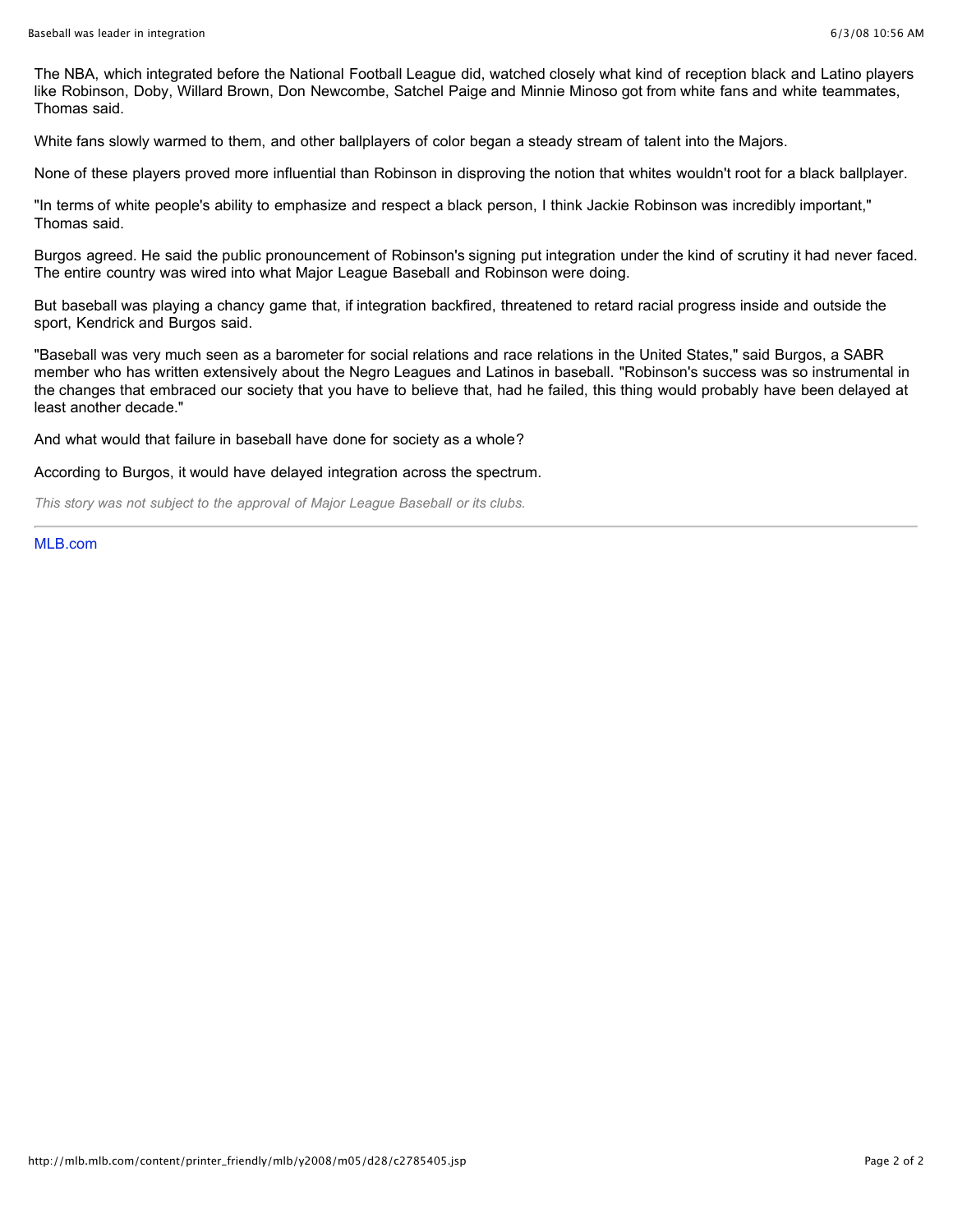The NBA, which integrated before the National Football League did, watched closely what kind of reception black and Latino players like Robinson, Doby, Willard Brown, Don Newcombe, Satchel Paige and Minnie Minoso got from white fans and white teammates, Thomas said.

White fans slowly warmed to them, and other ballplayers of color began a steady stream of talent into the Majors.

None of these players proved more influential than Robinson in disproving the notion that whites wouldn't root for a black ballplayer.

"In terms of white people's ability to emphasize and respect a black person, I think Jackie Robinson was incredibly important," Thomas said.

Burgos agreed. He said the public pronouncement of Robinson's signing put integration under the kind of scrutiny it had never faced. The entire country was wired into what Major League Baseball and Robinson were doing.

But baseball was playing a chancy game that, if integration backfired, threatened to retard racial progress inside and outside the sport, Kendrick and Burgos said.

"Baseball was very much seen as a barometer for social relations and race relations in the United States," said Burgos, a SABR member who has written extensively about the Negro Leagues and Latinos in baseball. "Robinson's success was so instrumental in the changes that embraced our society that you have to believe that, had he failed, this thing would probably have been delayed at least another decade."

And what would that failure in baseball have done for society as a whole?

According to Burgos, it would have delayed integration across the spectrum.

*This story was not subject to the approval of Major League Baseball or its clubs.*

---

MLB.com